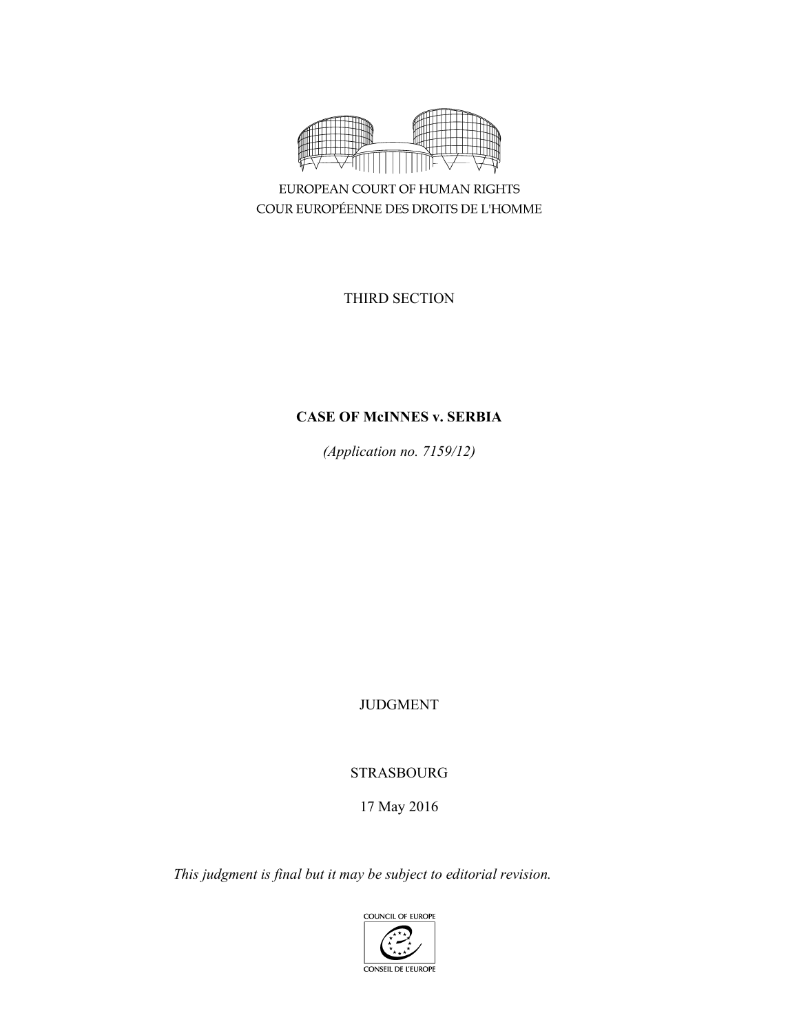EUROPEAN COURT OF HUMAN RIGHTS
COUR EUROPÉENNE DES DROITS DE L'HOMME

THIRD SECTION

**CASE OF McINNES v. SERBIA**

*(Application no. 7159/12)*

JUDGMENT

STRASBOURG

17 May 2016

*This judgment is final but it may be subject to editorial revision.*

COUNCIL OF EUROPE
CONSEIL DE L'EUROPE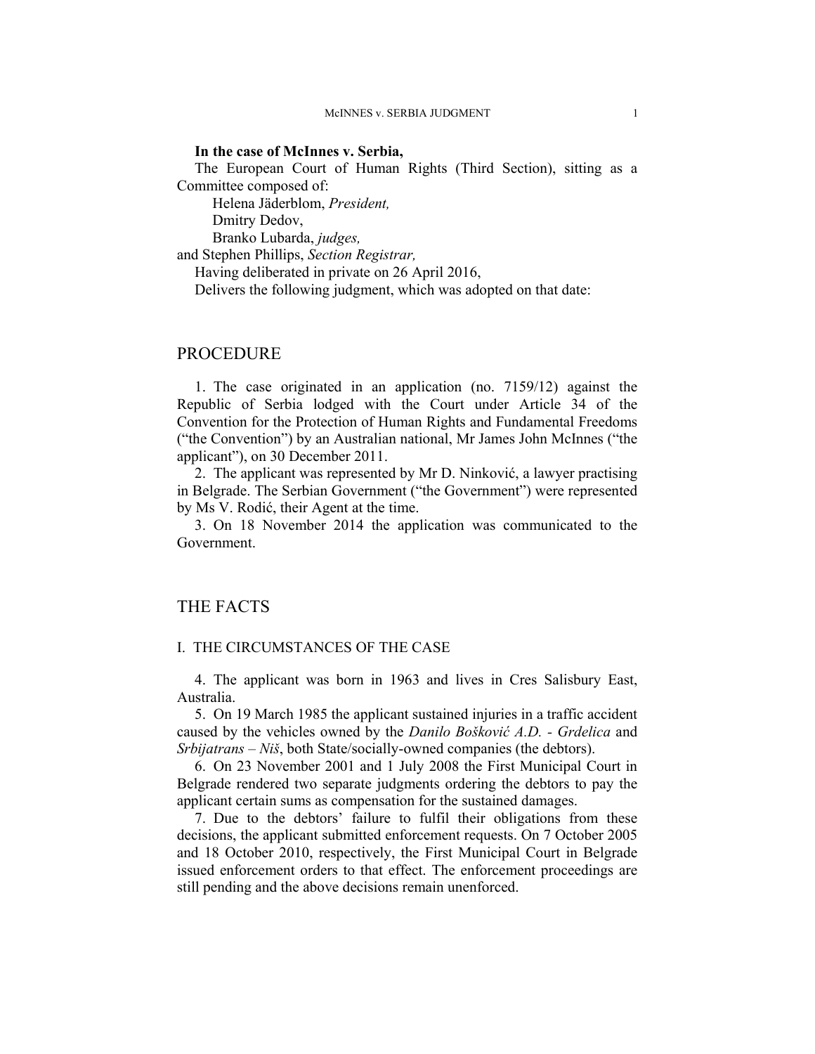**In the case of McInnes v. Serbia,**

The European Court of Human Rights (Third Section), sitting as a Committee composed of:

Helena Jäderblom, *President,*
Dmitry Dedov,
Branko Lubarda, *judges,*
and Stephen Phillips, *Section Registrar,*

Having deliberated in private on 26 April 2016,

Delivers the following judgment, which was adopted on that date:

# PROCEDURE

1. The case originated in an application (no. 7159/12) against the Republic of Serbia lodged with the Court under Article 34 of the Convention for the Protection of Human Rights and Fundamental Freedoms ("the Convention") by an Australian national, Mr James John McInnes ("the applicant"), on 30 December 2011.

2. The applicant was represented by Mr D. Ninković, a lawyer practising in Belgrade. The Serbian Government ("the Government") were represented by Ms V. Rodić, their Agent at the time.

3. On 18 November 2014 the application was communicated to the Government.

# THE FACTS

## I. THE CIRCUMSTANCES OF THE CASE

4. The applicant was born in 1963 and lives in Cres Salisbury East, Australia.

5. On 19 March 1985 the applicant sustained injuries in a traffic accident caused by the vehicles owned by the *Danilo Bošković A.D. - Grdelica* and *Srbijatrans – Niš*, both State/socially-owned companies (the debtors).

6. On 23 November 2001 and 1 July 2008 the First Municipal Court in Belgrade rendered two separate judgments ordering the debtors to pay the applicant certain sums as compensation for the sustained damages.

7. Due to the debtors' failure to fulfil their obligations from these decisions, the applicant submitted enforcement requests. On 7 October 2005 and 18 October 2010, respectively, the First Municipal Court in Belgrade issued enforcement orders to that effect. The enforcement proceedings are still pending and the above decisions remain unenforced.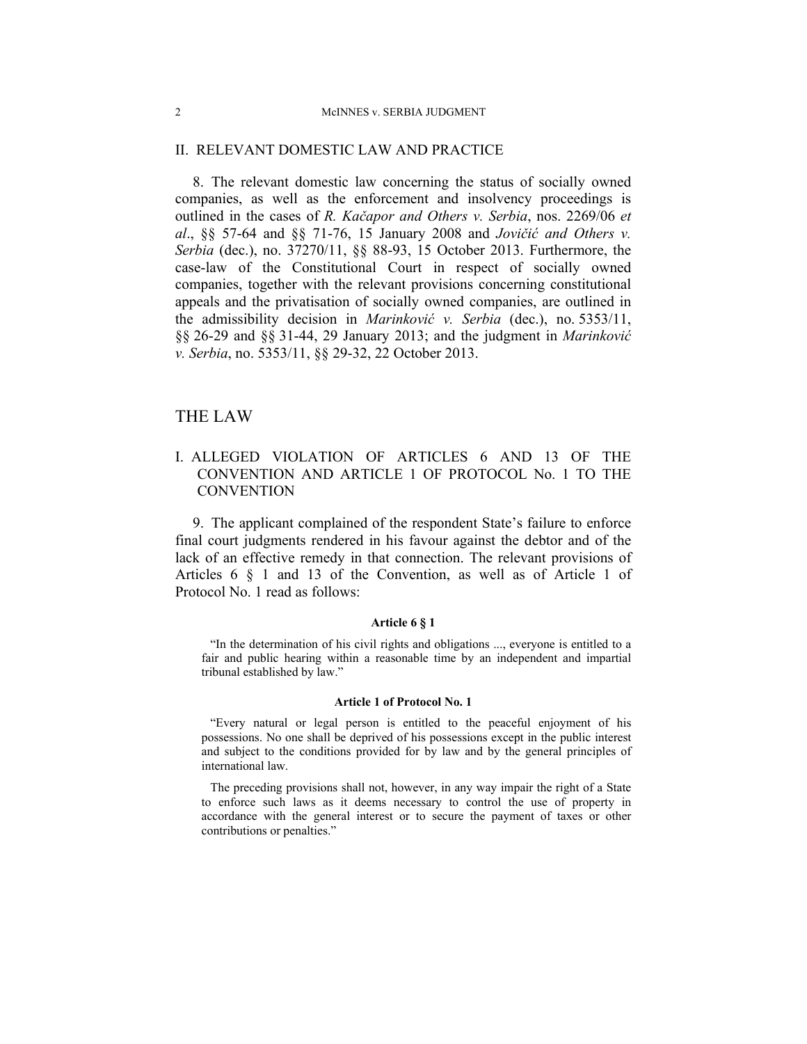## II. RELEVANT DOMESTIC LAW AND PRACTICE

8. The relevant domestic law concerning the status of socially owned companies, as well as the enforcement and insolvency proceedings is outlined in the cases of *R. Kačapor and Others v. Serbia*, nos. 2269/06 *et al*., §§ 57-64 and §§ 71-76, 15 January 2008 and *Jovičić and Others v. Serbia* (dec.), no. 37270/11, §§ 88-93, 15 October 2013. Furthermore, the case-law of the Constitutional Court in respect of socially owned companies, together with the relevant provisions concerning constitutional appeals and the privatisation of socially owned companies, are outlined in the admissibility decision in *Marinković v. Serbia* (dec.), no. 5353/11, §§ 26-29 and §§ 31-44, 29 January 2013; and the judgment in *Marinković v. Serbia*, no. 5353/11, §§ 29-32, 22 October 2013.

# THE LAW

## I. ALLEGED VIOLATION OF ARTICLES 6 AND 13 OF THE CONVENTION AND ARTICLE 1 OF PROTOCOL No. 1 TO THE CONVENTION

9. The applicant complained of the respondent State's failure to enforce final court judgments rendered in his favour against the debtor and of the lack of an effective remedy in that connection. The relevant provisions of Articles 6 § 1 and 13 of the Convention, as well as of Article 1 of Protocol No. 1 read as follows:

**Article 6 § 1**

"In the determination of his civil rights and obligations ..., everyone is entitled to a fair and public hearing within a reasonable time by an independent and impartial tribunal established by law."

**Article 1 of Protocol No. 1**

"Every natural or legal person is entitled to the peaceful enjoyment of his possessions. No one shall be deprived of his possessions except in the public interest and subject to the conditions provided for by law and by the general principles of international law.

The preceding provisions shall not, however, in any way impair the right of a State to enforce such laws as it deems necessary to control the use of property in accordance with the general interest or to secure the payment of taxes or other contributions or penalties."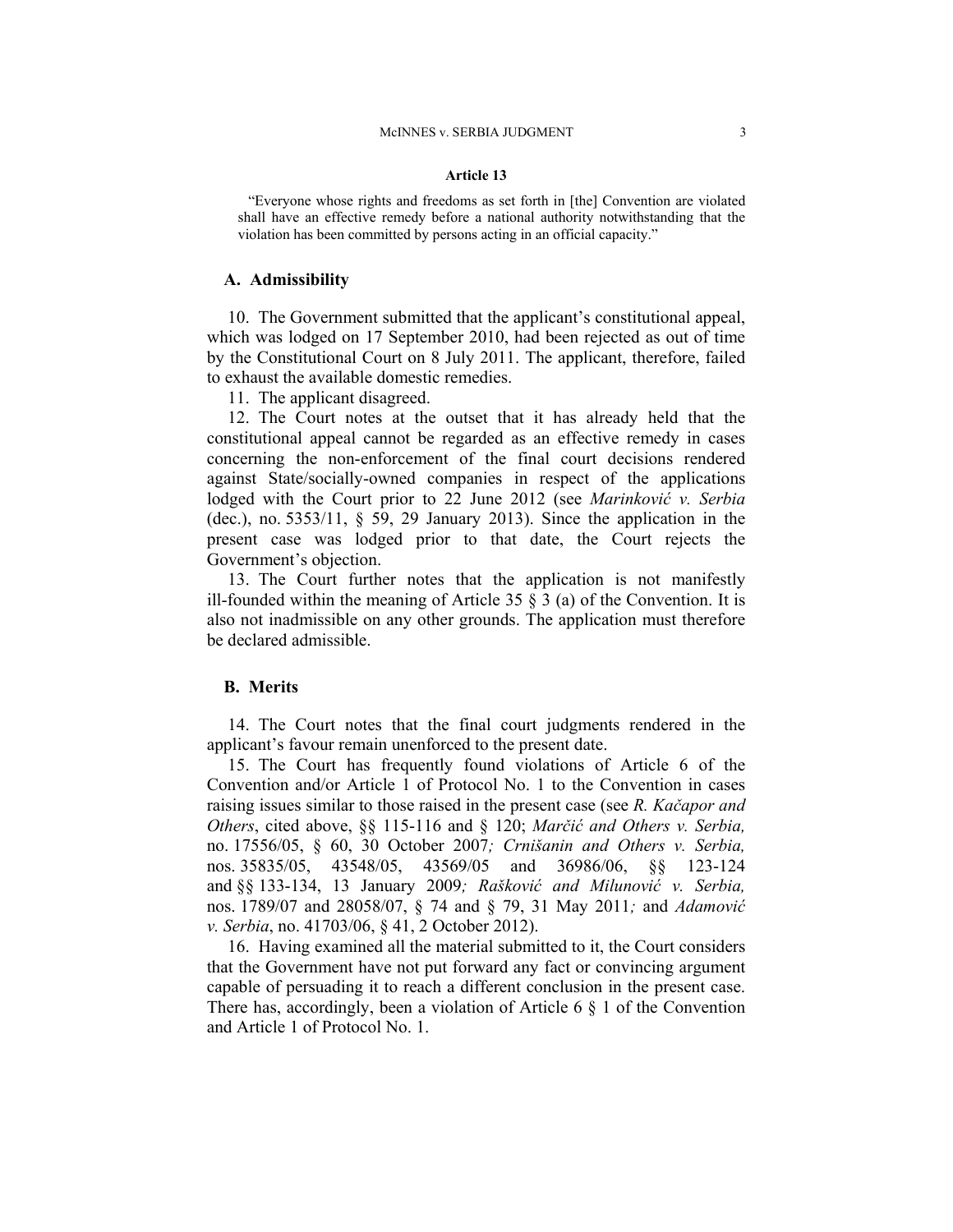**Article 13**

> "Everyone whose rights and freedoms as set forth in [the] Convention are violated shall have an effective remedy before a national authority notwithstanding that the violation has been committed by persons acting in an official capacity."

### A. Admissibility

10. The Government submitted that the applicant's constitutional appeal, which was lodged on 17 September 2010, had been rejected as out of time by the Constitutional Court on 8 July 2011. The applicant, therefore, failed to exhaust the available domestic remedies.

11. The applicant disagreed.

12. The Court notes at the outset that it has already held that the constitutional appeal cannot be regarded as an effective remedy in cases concerning the non-enforcement of the final court decisions rendered against State/socially-owned companies in respect of the applications lodged with the Court prior to 22 June 2012 (see *Marinković v. Serbia* (dec.), no. 5353/11, § 59, 29 January 2013). Since the application in the present case was lodged prior to that date, the Court rejects the Government's objection.

13. The Court further notes that the application is not manifestly ill-founded within the meaning of Article 35 § 3 (a) of the Convention. It is also not inadmissible on any other grounds. The application must therefore be declared admissible.

### B. Merits

14. The Court notes that the final court judgments rendered in the applicant's favour remain unenforced to the present date.

15. The Court has frequently found violations of Article 6 of the Convention and/or Article 1 of Protocol No. 1 to the Convention in cases raising issues similar to those raised in the present case (see *R. Kačapor and Others*, cited above, §§ 115-116 and § 120; *Marčić and Others v. Serbia,* no. 17556/05, § 60, 30 October 2007*; Crnišanin and Others v. Serbia,* nos. 35835/05, 43548/05, 43569/05 and 36986/06, §§ 123-124 and §§ 133-134, 13 January 2009*; Rašković and Milunović v. Serbia,* nos. 1789/07 and 28058/07, § 74 and § 79, 31 May 2011*;* and *Adamović v. Serbia*, no. 41703/06, § 41, 2 October 2012).

16. Having examined all the material submitted to it, the Court considers that the Government have not put forward any fact or convincing argument capable of persuading it to reach a different conclusion in the present case. There has, accordingly, been a violation of Article 6 § 1 of the Convention and Article 1 of Protocol No. 1.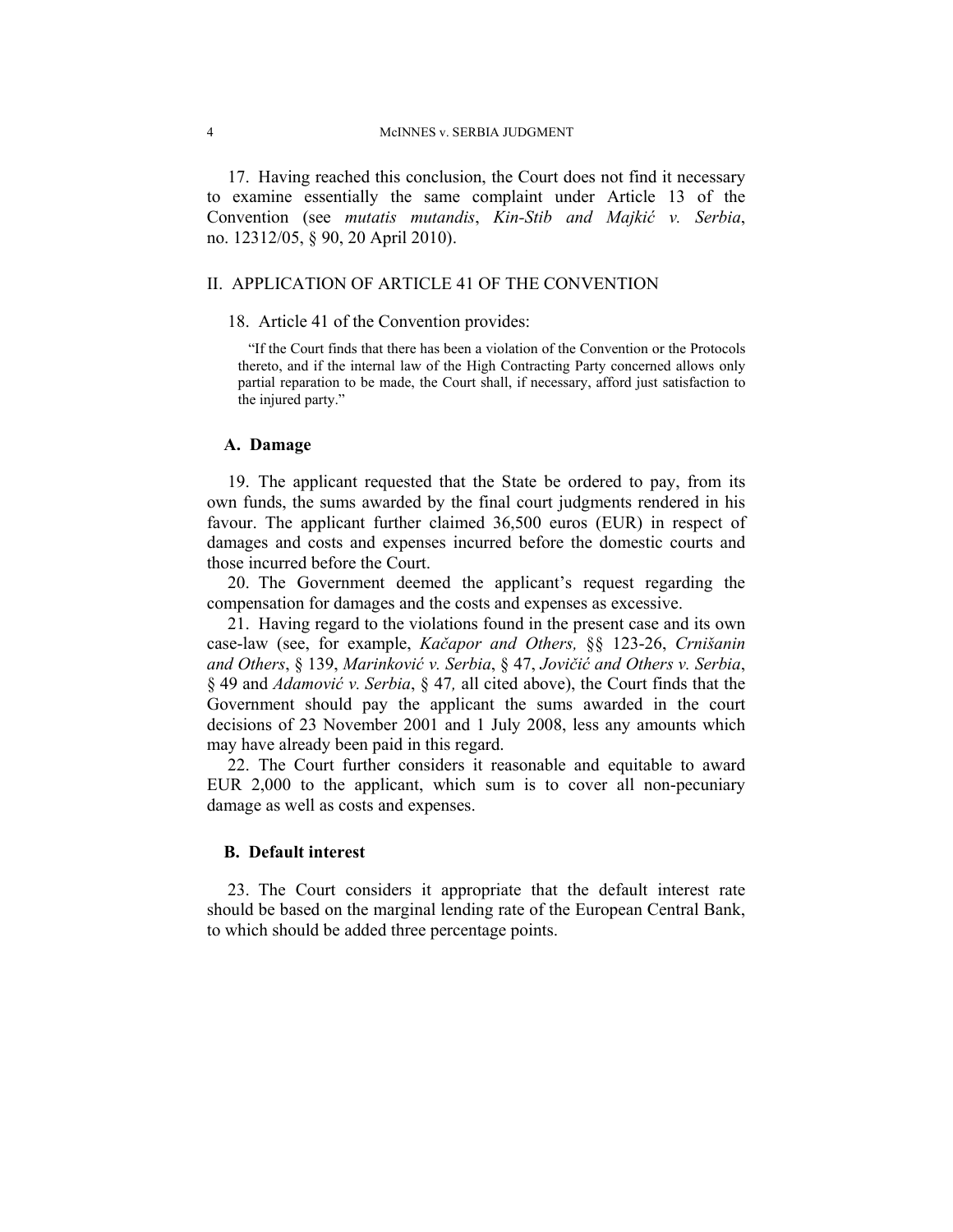17. Having reached this conclusion, the Court does not find it necessary to examine essentially the same complaint under Article 13 of the Convention (see *mutatis mutandis*, *Kin-Stib and Majkić v. Serbia*, no. 12312/05, § 90, 20 April 2010).

## II. APPLICATION OF ARTICLE 41 OF THE CONVENTION

18. Article 41 of the Convention provides:

> "If the Court finds that there has been a violation of the Convention or the Protocols thereto, and if the internal law of the High Contracting Party concerned allows only partial reparation to be made, the Court shall, if necessary, afford just satisfaction to the injured party."

### A. Damage

19. The applicant requested that the State be ordered to pay, from its own funds, the sums awarded by the final court judgments rendered in his favour. The applicant further claimed 36,500 euros (EUR) in respect of damages and costs and expenses incurred before the domestic courts and those incurred before the Court.

20. The Government deemed the applicant's request regarding the compensation for damages and the costs and expenses as excessive.

21. Having regard to the violations found in the present case and its own case-law (see, for example, *Kačapor and Others,* §§ 123-26, *Crnišanin and Others*, § 139, *Marinković v. Serbia*, § 47, *Jovičić and Others v. Serbia*, § 49 and *Adamović v. Serbia*, § 47*,* all cited above), the Court finds that the Government should pay the applicant the sums awarded in the court decisions of 23 November 2001 and 1 July 2008, less any amounts which may have already been paid in this regard.

22. The Court further considers it reasonable and equitable to award EUR 2,000 to the applicant, which sum is to cover all non-pecuniary damage as well as costs and expenses.

### B. Default interest

23. The Court considers it appropriate that the default interest rate should be based on the marginal lending rate of the European Central Bank, to which should be added three percentage points.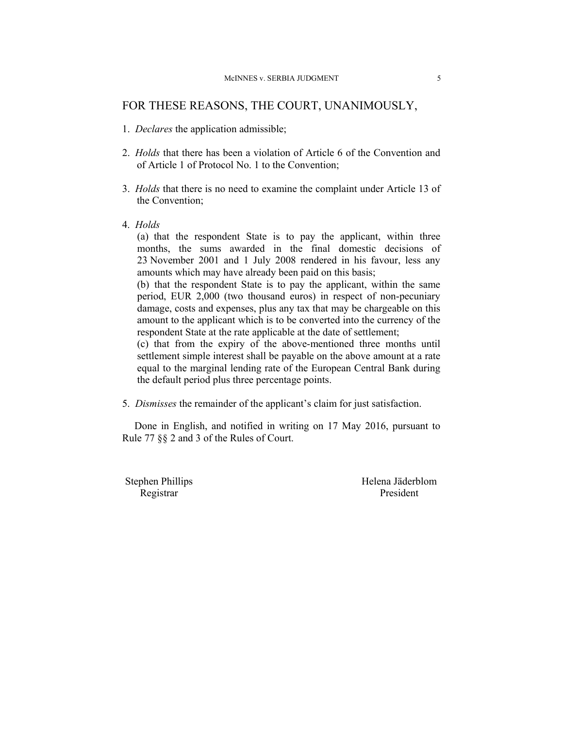## FOR THESE REASONS, THE COURT, UNANIMOUSLY,

1. *Declares* the application admissible;

2. *Holds* that there has been a violation of Article 6 of the Convention and of Article 1 of Protocol No. 1 to the Convention;

3. *Holds* that there is no need to examine the complaint under Article 13 of the Convention;

4. *Holds*

   (a) that the respondent State is to pay the applicant, within three months, the sums awarded in the final domestic decisions of 23 November 2001 and 1 July 2008 rendered in his favour, less any amounts which may have already been paid on this basis;

   (b) that the respondent State is to pay the applicant, within the same period, EUR 2,000 (two thousand euros) in respect of non-pecuniary damage, costs and expenses, plus any tax that may be chargeable on this amount to the applicant which is to be converted into the currency of the respondent State at the rate applicable at the date of settlement;

   (c) that from the expiry of the above-mentioned three months until settlement simple interest shall be payable on the above amount at a rate equal to the marginal lending rate of the European Central Bank during the default period plus three percentage points.

5. *Dismisses* the remainder of the applicant's claim for just satisfaction.

Done in English, and notified in writing on 17 May 2016, pursuant to Rule 77 §§ 2 and 3 of the Rules of Court.

| | |
|---|---|
| Stephen Phillips | Helena Jäderblom |
| Registrar | President |